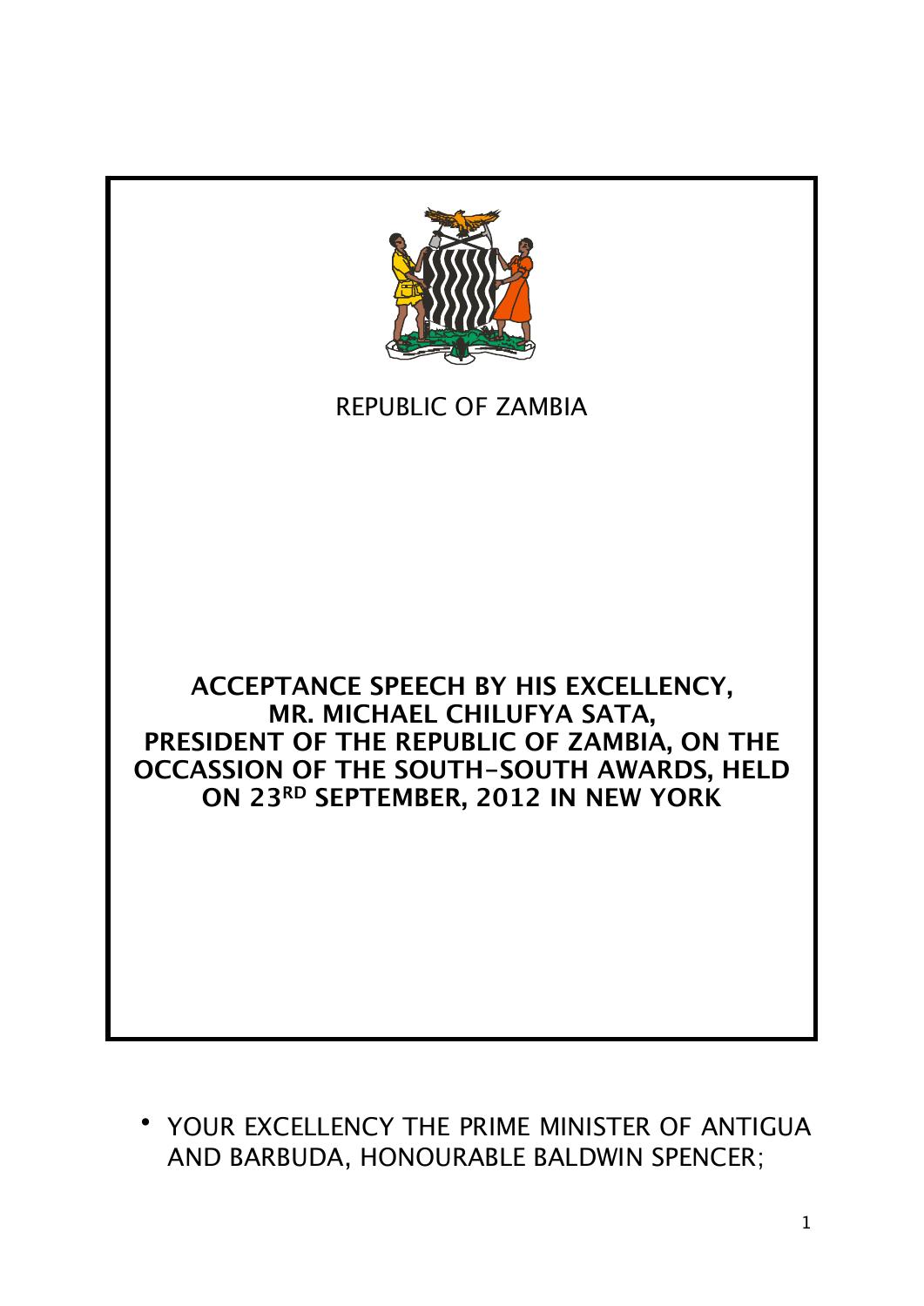REPUBLIC OF ZAMBIA

**ACCEPTANCE SPEECH BY HIS EXCELLENCY, MR. MICHAEL CHILUFYA SATA, PRESIDENT OF THE REPUBLIC OF ZAMBIA, ON THE OCCASSION OF THE SOUTH-SOUTH AWARDS, HELD ON 23RD SEPTEMBER, 2012 IN NEW YORK**

- YOUR EXCELLENCY THE PRIME MINISTER OF ANTIGUA AND BARBUDA, HONOURABLE BALDWIN SPENCER;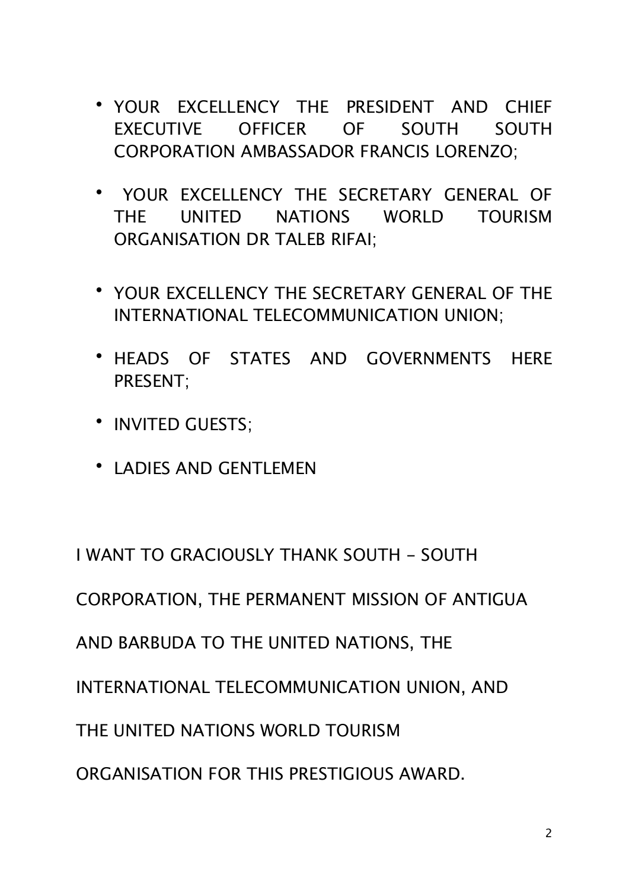- YOUR EXCELLENCY THE PRESIDENT AND CHIEF EXECUTIVE OFFICER OF SOUTH SOUTH CORPORATION AMBASSADOR FRANCIS LORENZO;
- YOUR EXCELLENCY THE SECRETARY GENERAL OF THE UNITED NATIONS WORLD TOURISM ORGANISATION DR TALEB RIFAI;
- YOUR EXCELLENCY THE SECRETARY GENERAL OF THE INTERNATIONAL TELECOMMUNICATION UNION;
- HEADS OF STATES AND GOVERNMENTS HERE PRESENT;
- INVITED GUESTS;
- LADIES AND GENTLEMEN

I WANT TO GRACIOUSLY THANK SOUTH – SOUTH CORPORATION, THE PERMANENT MISSION OF ANTIGUA AND BARBUDA TO THE UNITED NATIONS, THE INTERNATIONAL TELECOMMUNICATION UNION, AND THE UNITED NATIONS WORLD TOURISM ORGANISATION FOR THIS PRESTIGIOUS AWARD.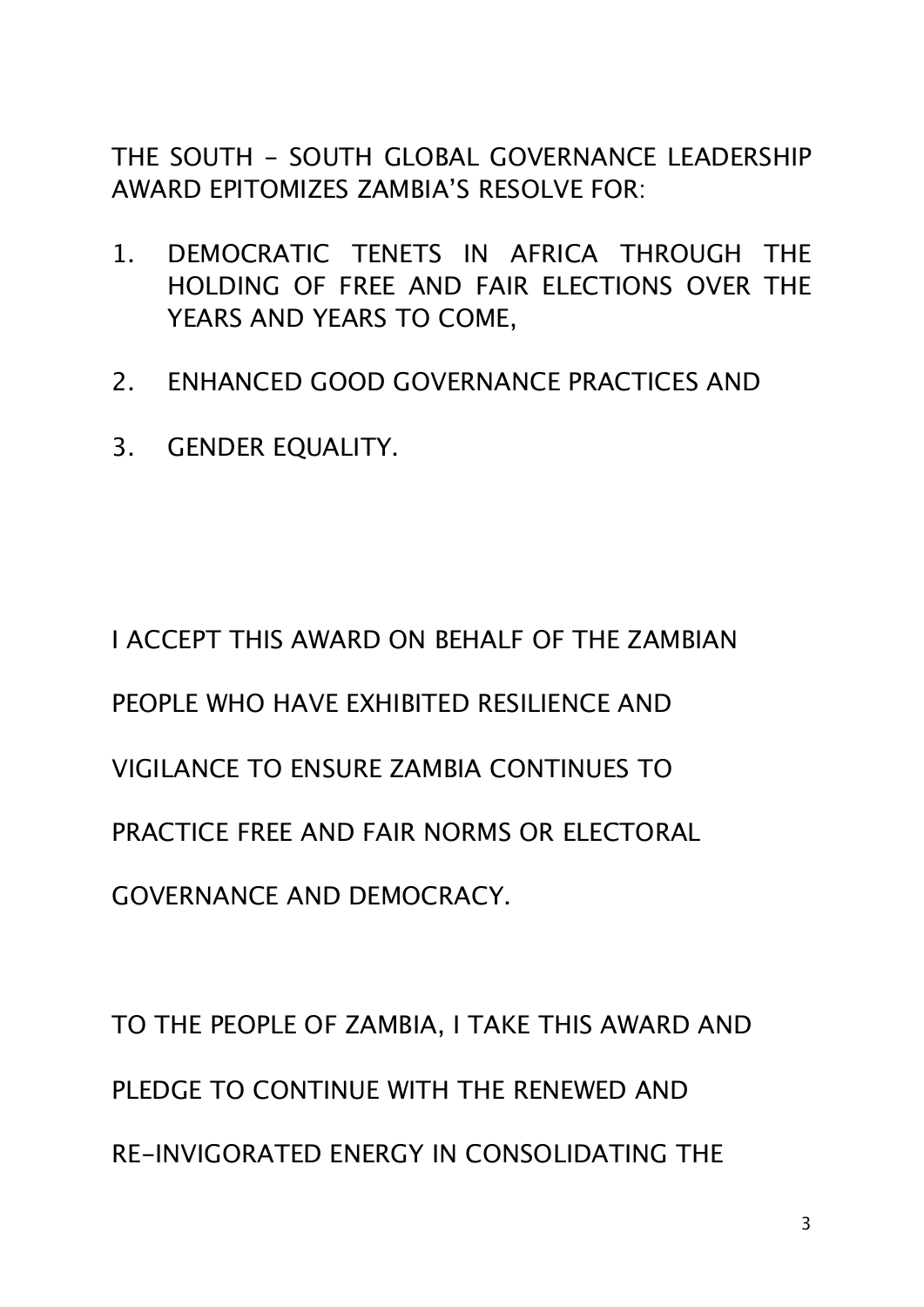THE SOUTH - SOUTH GLOBAL GOVERNANCE LEADERSHIP AWARD EPITOMIZES ZAMBIA'S RESOLVE FOR:

1. DEMOCRATIC TENETS IN AFRICA THROUGH THE HOLDING OF FREE AND FAIR ELECTIONS OVER THE YEARS AND YEARS TO COME,
2. ENHANCED GOOD GOVERNANCE PRACTICES AND
3. GENDER EQUALITY.

I ACCEPT THIS AWARD ON BEHALF OF THE ZAMBIAN PEOPLE WHO HAVE EXHIBITED RESILIENCE AND VIGILANCE TO ENSURE ZAMBIA CONTINUES TO PRACTICE FREE AND FAIR NORMS OR ELECTORAL GOVERNANCE AND DEMOCRACY.

TO THE PEOPLE OF ZAMBIA, I TAKE THIS AWARD AND PLEDGE TO CONTINUE WITH THE RENEWED AND RE-INVIGORATED ENERGY IN CONSOLIDATING THE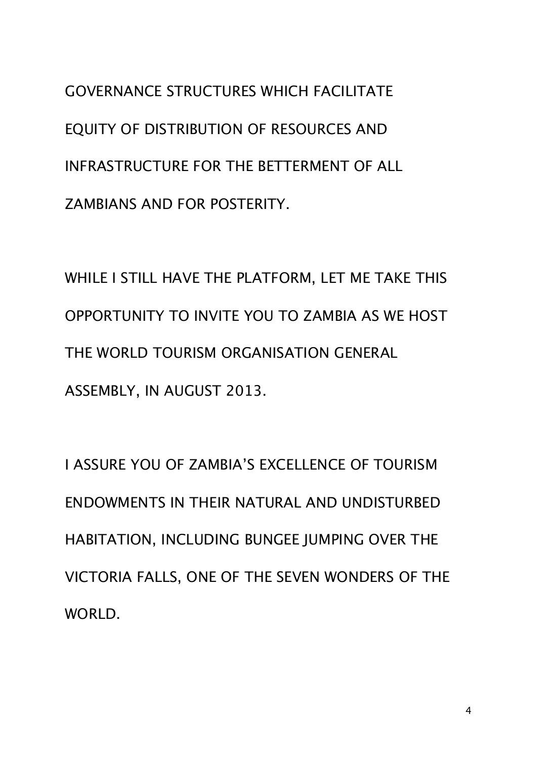GOVERNANCE STRUCTURES WHICH FACILITATE EQUITY OF DISTRIBUTION OF RESOURCES AND INFRASTRUCTURE FOR THE BETTERMENT OF ALL ZAMBIANS AND FOR POSTERITY.

WHILE I STILL HAVE THE PLATFORM, LET ME TAKE THIS OPPORTUNITY TO INVITE YOU TO ZAMBIA AS WE HOST THE WORLD TOURISM ORGANISATION GENERAL ASSEMBLY, IN AUGUST 2013.

I ASSURE YOU OF ZAMBIA'S EXCELLENCE OF TOURISM ENDOWMENTS IN THEIR NATURAL AND UNDISTURBED HABITATION, INCLUDING BUNGEE JUMPING OVER THE VICTORIA FALLS, ONE OF THE SEVEN WONDERS OF THE WORLD.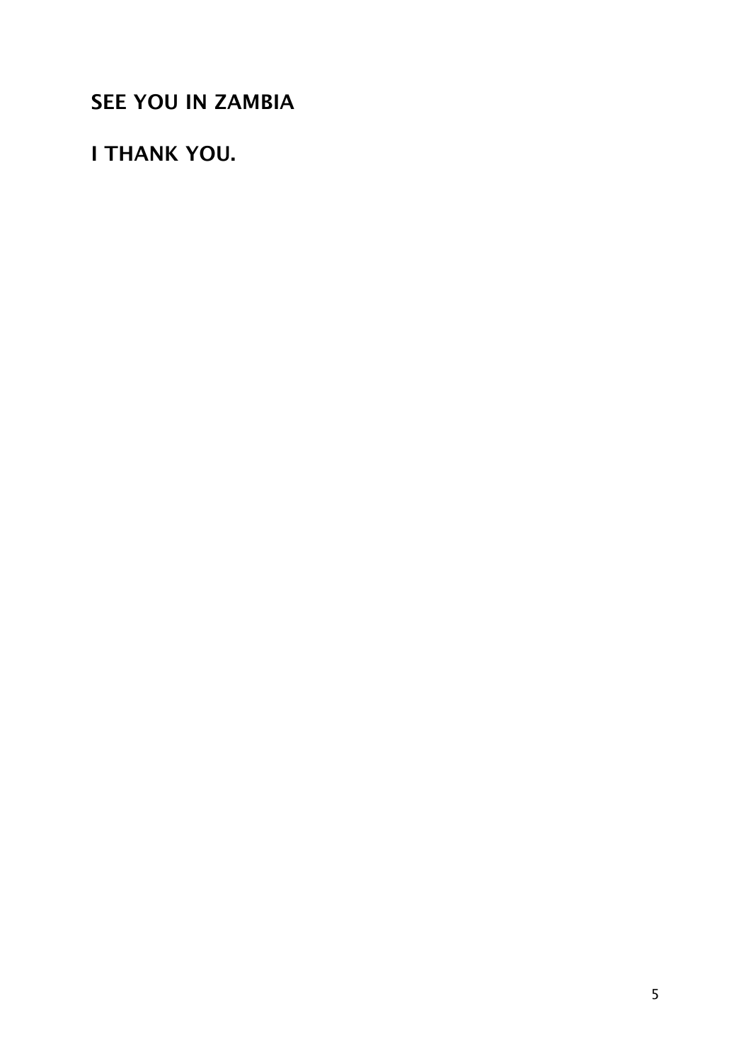**SEE YOU IN ZAMBIA**

**I THANK YOU.**